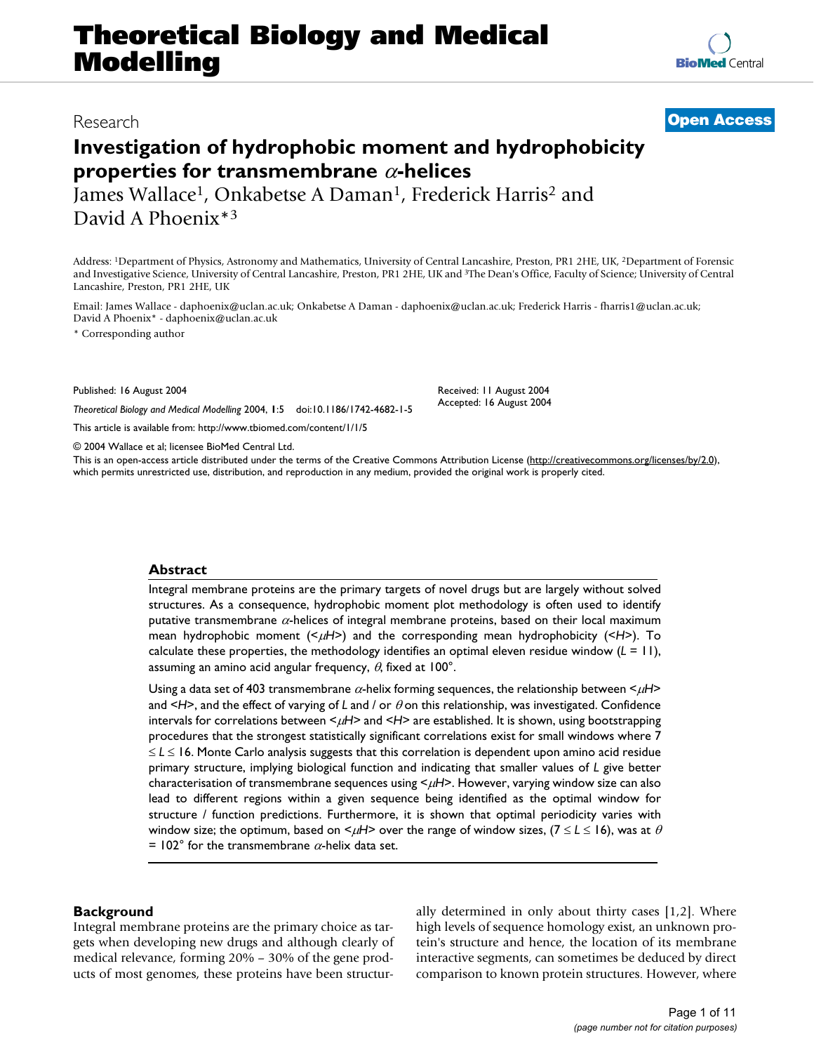# Investigation of hydrophobic moment and hydrophobicity properties for transmembrane $\alpha$-helices

James Wallace[1], Onkabetse A Daman[1], Frederick Harris[2] and David A Phoenix*[3]

Address: [1]Department of Physics, Astronomy and Mathematics, University of Central Lancashire, Preston, PR1 2HE, UK, [2]Department of Forensic and Investigative Science, University of Central Lancashire, Preston, PR1 2HE, UK and [3]The Dean's Office, Faculty of Science; University of Central Lancashire, Preston, PR1 2HE, UK

Email: James Wallace - daphoenix@uclan.ac.uk; Onkabetse A Daman - daphoenix@uclan.ac.uk; Frederick Harris - fharris1@uclan.ac.uk; David A Phoenix* - daphoenix@uclan.ac.uk

\* Corresponding author

Published: 16 August 2004

*Theoretical Biology and Medical Modelling* 2004, **1**:5 doi:10.1186/1742-4682-1-5

Received: 11 August 2004
Accepted: 16 August 2004

This article is available from: http://www.tbiomed.com/content/1/1/5

© 2004 Wallace et al; licensee BioMed Central Ltd.

This is an open-access article distributed under the terms of the Creative Commons Attribution License (http://creativecommons.org/licenses/by/2.0), which permits unrestricted use, distribution, and reproduction in any medium, provided the original work is properly cited.

## Abstract

Integral membrane proteins are the primary targets of novel drugs but are largely without solved structures. As a consequence, hydrophobic moment plot methodology is often used to identify putative transmembrane $\alpha$-helices of integral membrane proteins, based on their local maximum mean hydrophobic moment ($<\mu H>$) and the corresponding mean hydrophobicity ($<H>$). To calculate these properties, the methodology identifies an optimal eleven residue window ($L = 11$), assuming an amino acid angular frequency, $\theta$, fixed at 100°.

Using a data set of 403 transmembrane $\alpha$-helix forming sequences, the relationship between $<\mu H>$ and $<H>$, and the effect of varying of $L$ and / or $\theta$ on this relationship, was investigated. Confidence intervals for correlations between $<\mu H>$ and $<H>$ are established. It is shown, using bootstrapping procedures that the strongest statistically significant correlations exist for small windows where $7 \leq L \leq 16$. Monte Carlo analysis suggests that this correlation is dependent upon amino acid residue primary structure, implying biological function and indicating that smaller values of $L$ give better characterisation of transmembrane sequences using $<\mu H>$. However, varying window size can also lead to different regions within a given sequence being identified as the optimal window for structure / function predictions. Furthermore, it is shown that optimal periodicity varies with window size; the optimum, based on $<\mu H>$ over the range of window sizes, ($7 \leq L \leq 16$), was at $\theta = 102°$ for the transmembrane $\alpha$-helix data set.

## Background

Integral membrane proteins are the primary choice as targets when developing new drugs and although clearly of medical relevance, forming 20% – 30% of the gene products of most genomes, these proteins have been structurally determined in only about thirty cases [1,2]. Where high levels of sequence homology exist, an unknown protein's structure and hence, the location of its membrane interactive segments, can sometimes be deduced by direct comparison to known protein structures. However, where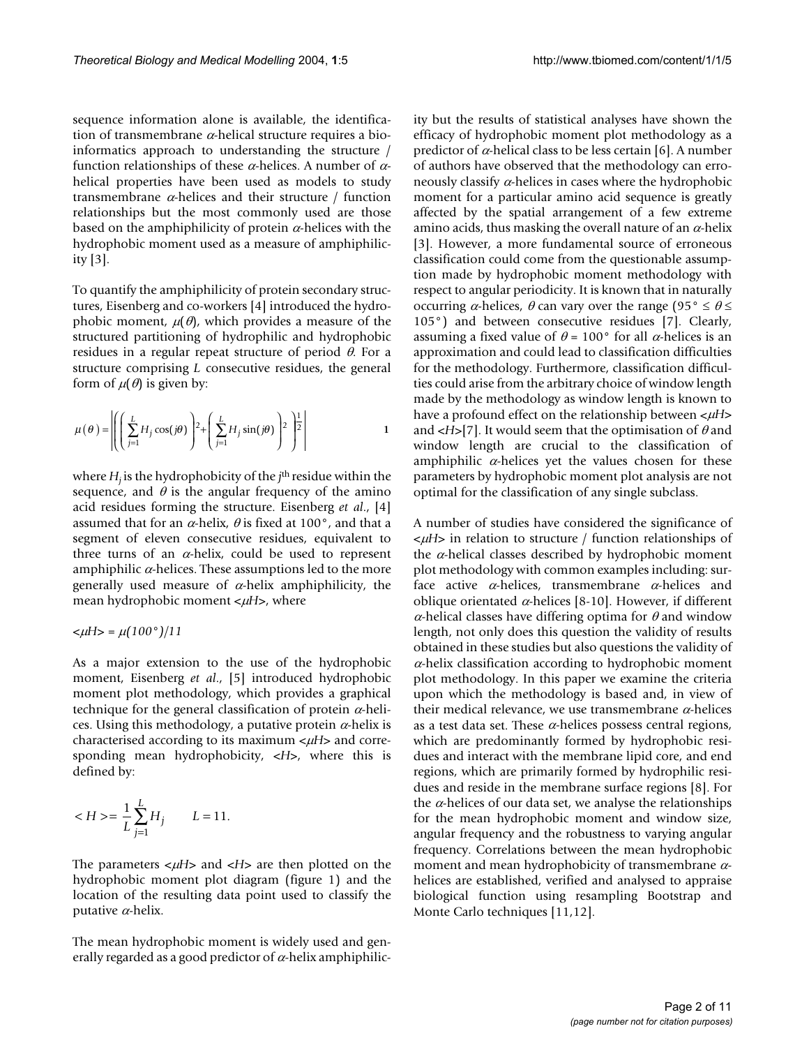sequence information alone is available, the identification of transmembrane $\alpha$-helical structure requires a bioinformatics approach to understanding the structure / function relationships of these $\alpha$-helices. A number of $\alpha$-helical properties have been used as models to study transmembrane $\alpha$-helices and their structure / function relationships but the most commonly used are those based on the amphiphilicity of protein $\alpha$-helices with the hydrophobic moment used as a measure of amphiphilicity [3].

To quantify the amphiphilicity of protein secondary structures, Eisenberg and co-workers [4] introduced the hydrophobic moment, $\mu(\theta)$, which provides a measure of the structured partitioning of hydrophilic and hydrophobic residues in a regular repeat structure of period $\theta$. For a structure comprising $L$ consecutive residues, the general form of $\mu(\theta)$ is given by:

$$\mu(\theta) = \left| \left( \left( \sum_{j=1}^{L} H_j \cos(j\theta) \right)^2 + \left( \sum_{j=1}^{L} H_j \sin(j\theta) \right)^2 \right)^{\frac{1}{2}} \right| \qquad 1$$

where $H_j$ is the hydrophobicity of the $j^{th}$ residue within the sequence, and $\theta$ is the angular frequency of the amino acid residues forming the structure. Eisenberg *et al.*, [4] assumed that for an $\alpha$-helix, $\theta$ is fixed at 100°, and that a segment of eleven consecutive residues, equivalent to three turns of an $\alpha$-helix, could be used to represent amphiphilic $\alpha$-helices. These assumptions led to the more generally used measure of $\alpha$-helix amphiphilicity, the mean hydrophobic moment $<\mu H>$, where

$$<\mu H> = \mu(100°)/11$$

As a major extension to the use of the hydrophobic moment, Eisenberg *et al.*, [5] introduced hydrophobic moment plot methodology, which provides a graphical technique for the general classification of protein $\alpha$-helices. Using this methodology, a putative protein $\alpha$-helix is characterised according to its maximum $<\mu H>$ and corresponding mean hydrophobicity, $<H>$, where this is defined by:

$$< H > = \frac{1}{L} \sum_{j=1}^{L} H_j \qquad L = 11.$$

The parameters $<\mu H>$ and $<H>$ are then plotted on the hydrophobic moment plot diagram (figure 1) and the location of the resulting data point used to classify the putative $\alpha$-helix.

The mean hydrophobic moment is widely used and generally regarded as a good predictor of $\alpha$-helix amphiphilicity but the results of statistical analyses have shown the efficacy of hydrophobic moment plot methodology as a predictor of $\alpha$-helical class to be less certain [6]. A number of authors have observed that the methodology can erroneously classify $\alpha$-helices in cases where the hydrophobic moment for a particular amino acid sequence is greatly affected by the spatial arrangement of a few extreme amino acids, thus masking the overall nature of an $\alpha$-helix [3]. However, a more fundamental source of erroneous classification could come from the questionable assumption made by hydrophobic moment methodology with respect to angular periodicity. It is known that in naturally occurring $\alpha$-helices, $\theta$ can vary over the range ($95° \leq \theta \leq 105°$) and between consecutive residues [7]. Clearly, assuming a fixed value of $\theta = 100°$ for all $\alpha$-helices is an approximation and could lead to classification difficulties for the methodology. Furthermore, classification difficulties could arise from the arbitrary choice of window length made by the methodology as window length is known to have a profound effect on the relationship between $<\mu H>$ and $<H>$[7]. It would seem that the optimisation of $\theta$ and window length are crucial to the classification of amphiphilic $\alpha$-helices yet the values chosen for these parameters by hydrophobic moment plot analysis are not optimal for the classification of any single subclass.

A number of studies have considered the significance of $<\mu H>$ in relation to structure / function relationships of the $\alpha$-helical classes described by hydrophobic moment plot methodology with common examples including: surface active $\alpha$-helices, transmembrane $\alpha$-helices and oblique orientated $\alpha$-helices [8-10]. However, if different $\alpha$-helical classes have differing optima for $\theta$ and window length, not only does this question the validity of results obtained in these studies but also questions the validity of $\alpha$-helix classification according to hydrophobic moment plot methodology. In this paper we examine the criteria upon which the methodology is based and, in view of their medical relevance, we use transmembrane $\alpha$-helices as a test data set. These $\alpha$-helices possess central regions, which are predominantly formed by hydrophobic residues and interact with the membrane lipid core, and end regions, which are primarily formed by hydrophilic residues and reside in the membrane surface regions [8]. For the $\alpha$-helices of our data set, we analyse the relationships for the mean hydrophobic moment and window size, angular frequency and the robustness to varying angular frequency. Correlations between the mean hydrophobic moment and mean hydrophobicity of transmembrane $\alpha$-helices are established, verified and analysed to appraise biological function using resampling Bootstrap and Monte Carlo techniques [11,12].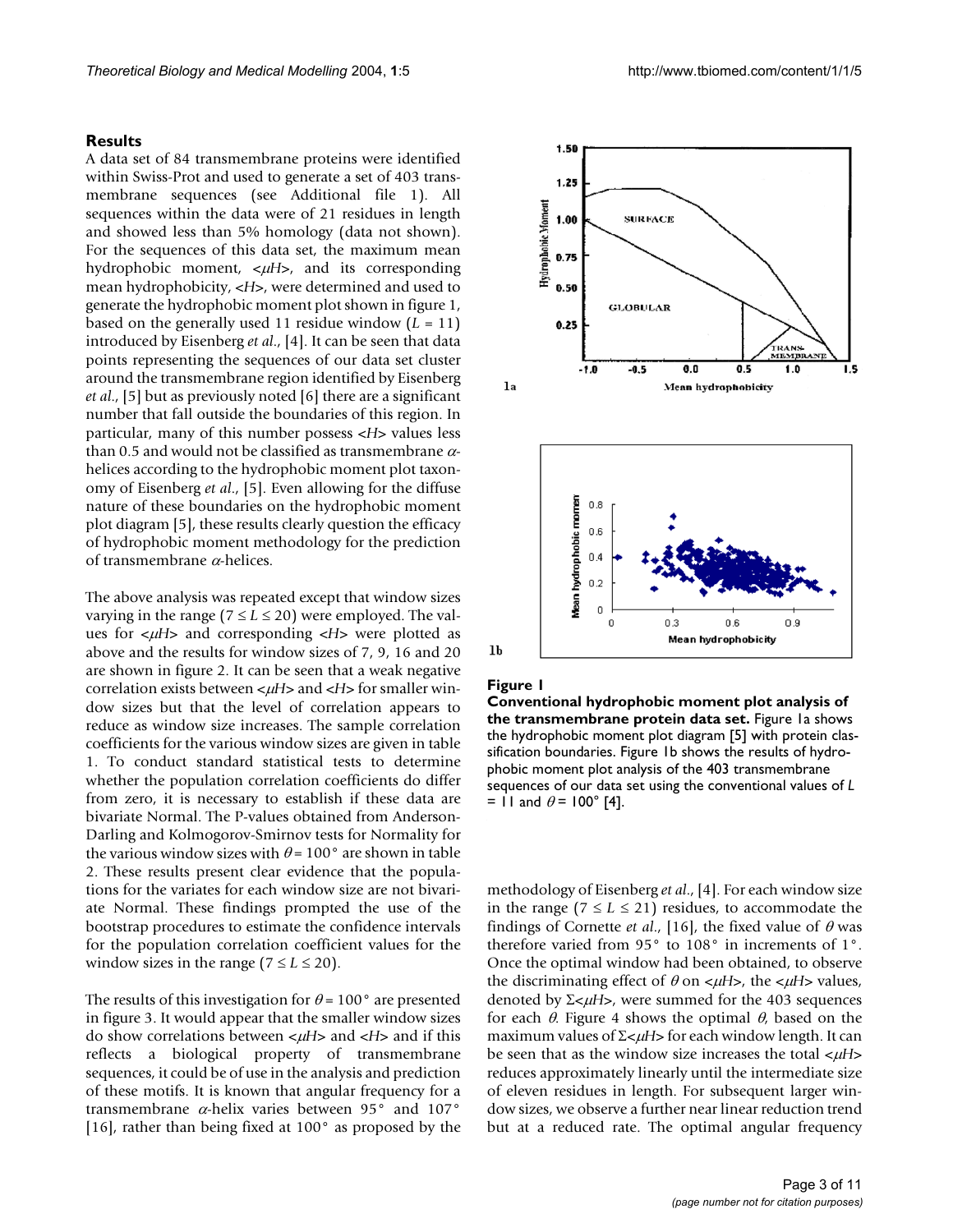## Results

A data set of 84 transmembrane proteins were identified within Swiss-Prot and used to generate a set of 403 transmembrane sequences (see Additional file 1). All sequences within the data were of 21 residues in length and showed less than 5% homology (data not shown). For the sequences of this data set, the maximum mean hydrophobic moment, <$\mu H$>, and its corresponding mean hydrophobicity, <$H$>, were determined and used to generate the hydrophobic moment plot shown in figure 1, based on the generally used 11 residue window ($L$ = 11) introduced by Eisenberg *et al*., [4]. It can be seen that data points representing the sequences of our data set cluster around the transmembrane region identified by Eisenberg *et al*., [5] but as previously noted [6] there are a significant number that fall outside the boundaries of this region. In particular, many of this number possess <$H$> values less than 0.5 and would not be classified as transmembrane $\alpha$-helices according to the hydrophobic moment plot taxonomy of Eisenberg *et al*., [5]. Even allowing for the diffuse nature of these boundaries on the hydrophobic moment plot diagram [5], these results clearly question the efficacy of hydrophobic moment methodology for the prediction of transmembrane $\alpha$-helices.

The above analysis was repeated except that window sizes varying in the range ($7 \le L \le 20$) were employed. The values for <$\mu H$> and corresponding <$H$> were plotted as above and the results for window sizes of 7, 9, 16 and 20 are shown in figure 2. It can be seen that a weak negative correlation exists between <$\mu H$> and <$H$> for smaller window sizes but that the level of correlation appears to reduce as window size increases. The sample correlation coefficients for the various window sizes are given in table 1. To conduct standard statistical tests to determine whether the population correlation coefficients do differ from zero, it is necessary to establish if these data are bivariate Normal. The P-values obtained from Anderson-Darling and Kolmogorov-Smirnov tests for Normality for the various window sizes with $\theta = 100°$ are shown in table 2. These results present clear evidence that the populations for the variates for each window size are not bivariate Normal. These findings prompted the use of the bootstrap procedures to estimate the confidence intervals for the population correlation coefficient values for the window sizes in the range ($7 \le L \le 20$).

The results of this investigation for $\theta = 100°$ are presented in figure 3. It would appear that the smaller window sizes do show correlations between <$\mu H$> and <$H$> and if this reflects a biological property of transmembrane sequences, it could be of use in the analysis and prediction of these motifs. It is known that angular frequency for a transmembrane $\alpha$-helix varies between 95° and 107° [16], rather than being fixed at 100° as proposed by the methodology of Eisenberg *et al*., [4]. For each window size in the range ($7 \le L \le 21$) residues, to accommodate the findings of Cornette *et al*., [16], the fixed value of $\theta$ was therefore varied from 95° to 108° in increments of 1°. Once the optimal window had been obtained, to observe the discriminating effect of $\theta$ on <$\mu H$>, the <$\mu H$> values, denoted by $\Sigma$<$\mu H$>, were summed for the 403 sequences for each $\theta$. Figure 4 shows the optimal $\theta$, based on the maximum values of $\Sigma$<$\mu H$> for each window length. It can be seen that as the window size increases the total <$\mu H$> reduces approximately linearly until the intermediate size of eleven residues in length. For subsequent larger window sizes, we observe a further near linear reduction trend but at a reduced rate. The optimal angular frequency

**Figure 1**
**Conventional hydrophobic moment plot analysis of the transmembrane protein data set.** Figure 1a shows the hydrophobic moment plot diagram [5] with protein classification boundaries. Figure 1b shows the results of hydrophobic moment plot analysis of the 403 transmembrane sequences of our data set using the conventional values of $L$ = 11 and $\theta = 100°$ [4].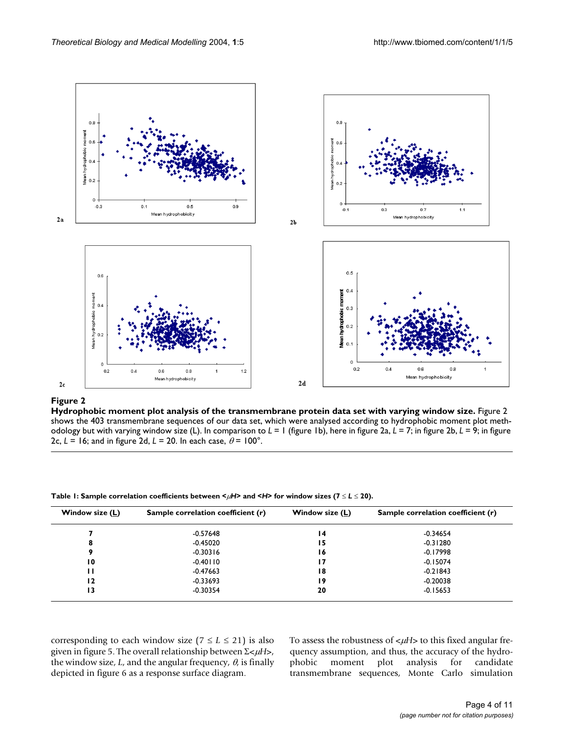**Figure 2**

**Hydrophobic moment plot analysis of the transmembrane protein data set with varying window size.** Figure 2 shows the 403 transmembrane sequences of our data set, which were analysed according to hydrophobic moment plot methodology but with varying window size (L). In comparison to $L = 1$ (figure 1b), here in figure 2a, $L = 7$; in figure 2b, $L = 9$; in figure 2c, $L = 16$; and in figure 2d, $L = 20$. In each case, $\theta = 100°$.

**Table 1: Sample correlation coefficients between $<\mu H>$ and $<H>$ for window sizes ($7 \leq L \leq 20$).**

| Window size (L) | Sample correlation coefficient (r) | Window size (L) | Sample correlation coefficient (r) |
|---|---|---|---|
| **7** | -0.57648 | **14** | -0.34654 |
| **8** | -0.45020 | **15** | -0.31280 |
| **9** | -0.30316 | **16** | -0.17998 |
| **10** | -0.40110 | **17** | -0.15074 |
| **11** | -0.47663 | **18** | -0.21843 |
| **12** | -0.33693 | **19** | -0.20038 |
| **13** | -0.30354 | **20** | -0.15653 |

corresponding to each window size ($7 \leq L \leq 21$) is also given in figure 5. The overall relationship between $\Sigma<\mu H>$, the window size, $L$, and the angular frequency, $\theta$, is finally depicted in figure 6 as a response surface diagram.

To assess the robustness of $<\mu H>$ to this fixed angular frequency assumption, and thus, the accuracy of the hydrophobic moment plot analysis for candidate transmembrane sequences, Monte Carlo simulation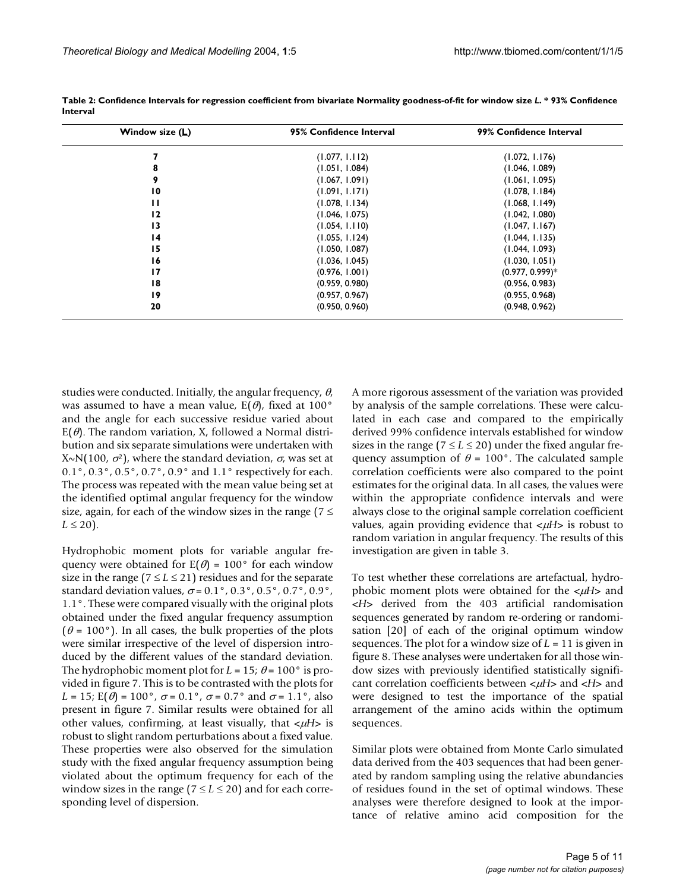**Table 2: Confidence Intervals for regression coefficient from bivariate Normality goodness-of-fit for window size *L*. * 93% Confidence Interval**

| Window size (L) | 95% Confidence Interval | 99% Confidence Interval |
|---|---|---|
| 7 | (1.077, 1.112) | (1.072, 1.176) |
| 8 | (1.051, 1.084) | (1.046, 1.089) |
| 9 | (1.067, 1.091) | (1.061, 1.095) |
| 10 | (1.091, 1.171) | (1.078, 1.184) |
| 11 | (1.078, 1.134) | (1.068, 1.149) |
| 12 | (1.046, 1.075) | (1.042, 1.080) |
| 13 | (1.054, 1.110) | (1.047, 1.167) |
| 14 | (1.055, 1.124) | (1.044, 1.135) |
| 15 | (1.050, 1.087) | (1.044, 1.093) |
| 16 | (1.036, 1.045) | (1.030, 1.051) |
| 17 | (0.976, 1.001) | (0.977, 0.999)* |
| 18 | (0.959, 0.980) | (0.956, 0.983) |
| 19 | (0.957, 0.967) | (0.955, 0.968) |
| 20 | (0.950, 0.960) | (0.948, 0.962) |

studies were conducted. Initially, the angular frequency, $\theta$, was assumed to have a mean value, $E(\theta)$, fixed at 100° and the angle for each successive residue varied about $E(\theta)$. The random variation, X, followed a Normal distribution and six separate simulations were undertaken with $X \sim N(100, \sigma^2)$, where the standard deviation, $\sigma$, was set at 0.1°, 0.3°, 0.5°, 0.7°, 0.9° and 1.1° respectively for each. The process was repeated with the mean value being set at the identified optimal angular frequency for the window size, again, for each of the window sizes in the range ($7 \leq L \leq 20$).

Hydrophobic moment plots for variable angular frequency were obtained for $E(\theta) = 100°$ for each window size in the range ($7 \leq L \leq 21$) residues and for the separate standard deviation values, $\sigma = 0.1°, 0.3°, 0.5°, 0.7°, 0.9°, 1.1°$. These were compared visually with the original plots obtained under the fixed angular frequency assumption ($\theta = 100°$). In all cases, the bulk properties of the plots were similar irrespective of the level of dispersion introduced by the different values of the standard deviation. The hydrophobic moment plot for $L = 15$; $\theta = 100°$ is provided in figure 7. This is to be contrasted with the plots for $L = 15$; $E(\theta) = 100°$, $\sigma = 0.1°$, $\sigma = 0.7°$ and $\sigma = 1.1°$, also present in figure 7. Similar results were obtained for all other values, confirming, at least visually, that <*μH*> is robust to slight random perturbations about a fixed value. These properties were also observed for the simulation study with the fixed angular frequency assumption being violated about the optimum frequency for each of the window sizes in the range ($7 \leq L \leq 20$) and for each corresponding level of dispersion.

A more rigorous assessment of the variation was provided by analysis of the sample correlations. These were calculated in each case and compared to the empirically derived 99% confidence intervals established for window sizes in the range ($7 \leq L \leq 20$) under the fixed angular frequency assumption of $\theta = 100°$. The calculated sample correlation coefficients were also compared to the point estimates for the original data. In all cases, the values were within the appropriate confidence intervals and were always close to the original sample correlation coefficient values, again providing evidence that <*μH*> is robust to random variation in angular frequency. The results of this investigation are given in table 3.

To test whether these correlations are artefactual, hydrophobic moment plots were obtained for the <*μH*> and <*H*> derived from the 403 artificial randomisation sequences generated by random re-ordering or randomisation [20] of each of the original optimum window sequences. The plot for a window size of $L = 11$ is given in figure 8. These analyses were undertaken for all those window sizes with previously identified statistically significant correlation coefficients between <*μH*> and <*H*> and were designed to test the importance of the spatial arrangement of the amino acids within the optimum sequences.

Similar plots were obtained from Monte Carlo simulated data derived from the 403 sequences that had been generated by random sampling using the relative abundancies of residues found in the set of optimal windows. These analyses were therefore designed to look at the importance of relative amino acid composition for the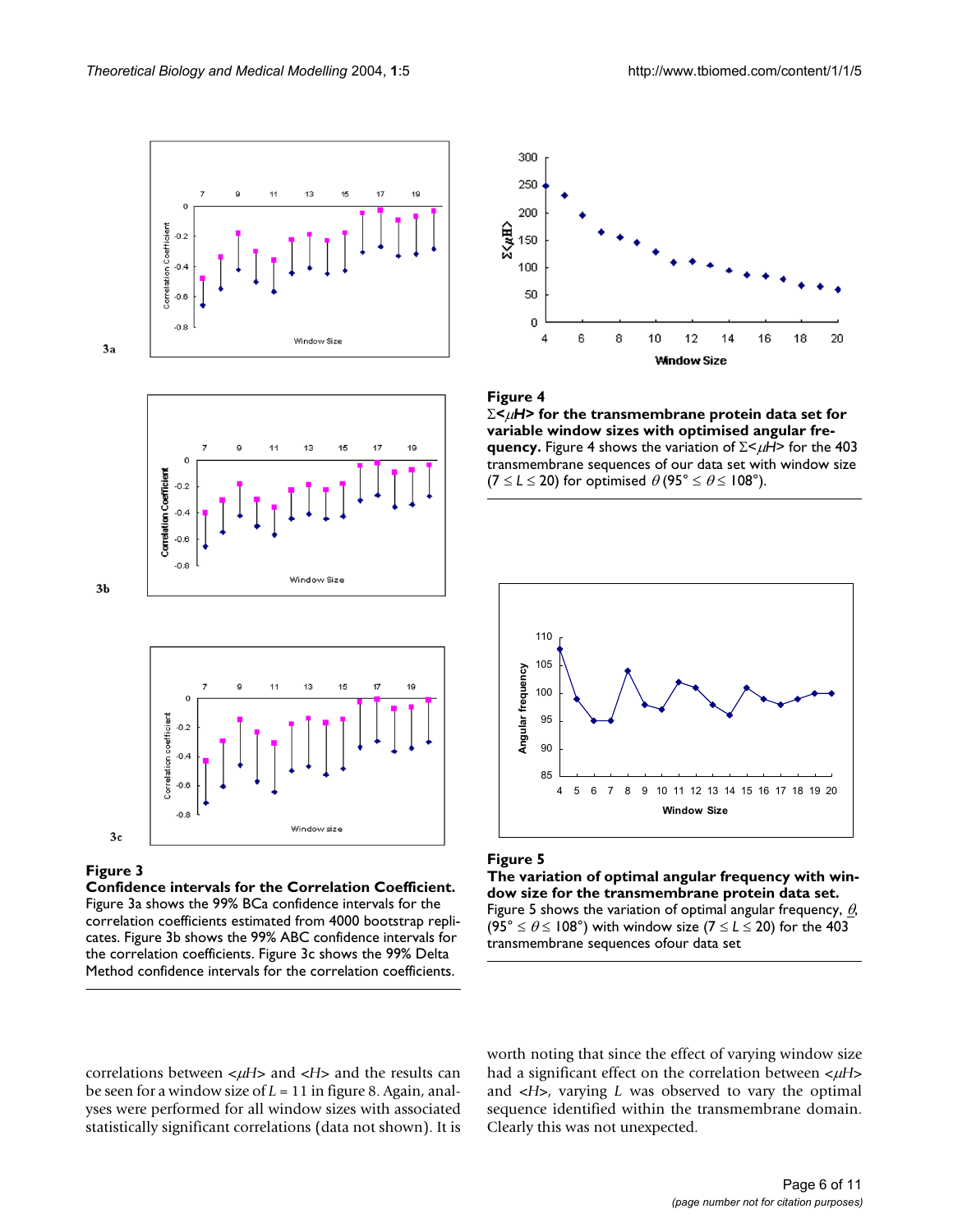**Figure 3**

**Confidence intervals for the Correlation Coefficient.** Figure 3a shows the 99% BCa confidence intervals for the correlation coefficients estimated from 4000 bootstrap replicates. Figure 3b shows the 99% ABC confidence intervals for the correlation coefficients. Figure 3c shows the 99% Delta Method confidence intervals for the correlation coefficients.

**Figure 4**

**$\Sigma$<$\mu H$> for the transmembrane protein data set for variable window sizes with optimised angular frequency.** Figure 4 shows the variation of $\Sigma$<$\mu H$> for the 403 transmembrane sequences of our data set with window size ($7 \le L \le 20$) for optimised $\theta$ ($95° \le \theta \le 108°$).

**Figure 5**

**The variation of optimal angular frequency with window size for the transmembrane protein data set.** Figure 5 shows the variation of optimal angular frequency, $\theta$, ($95° \le \theta \le 108°$) with window size ($7 \le L \le 20$) for the 403 transmembrane sequences ofour data set

correlations between <$\mu H$> and <$H$> and the results can be seen for a window size of $L = 11$ in figure 8. Again, analyses were performed for all window sizes with associated statistically significant correlations (data not shown). It is worth noting that since the effect of varying window size had a significant effect on the correlation between <$\mu H$> and <$H$>, varying $L$ was observed to vary the optimal sequence identified within the transmembrane domain. Clearly this was not unexpected.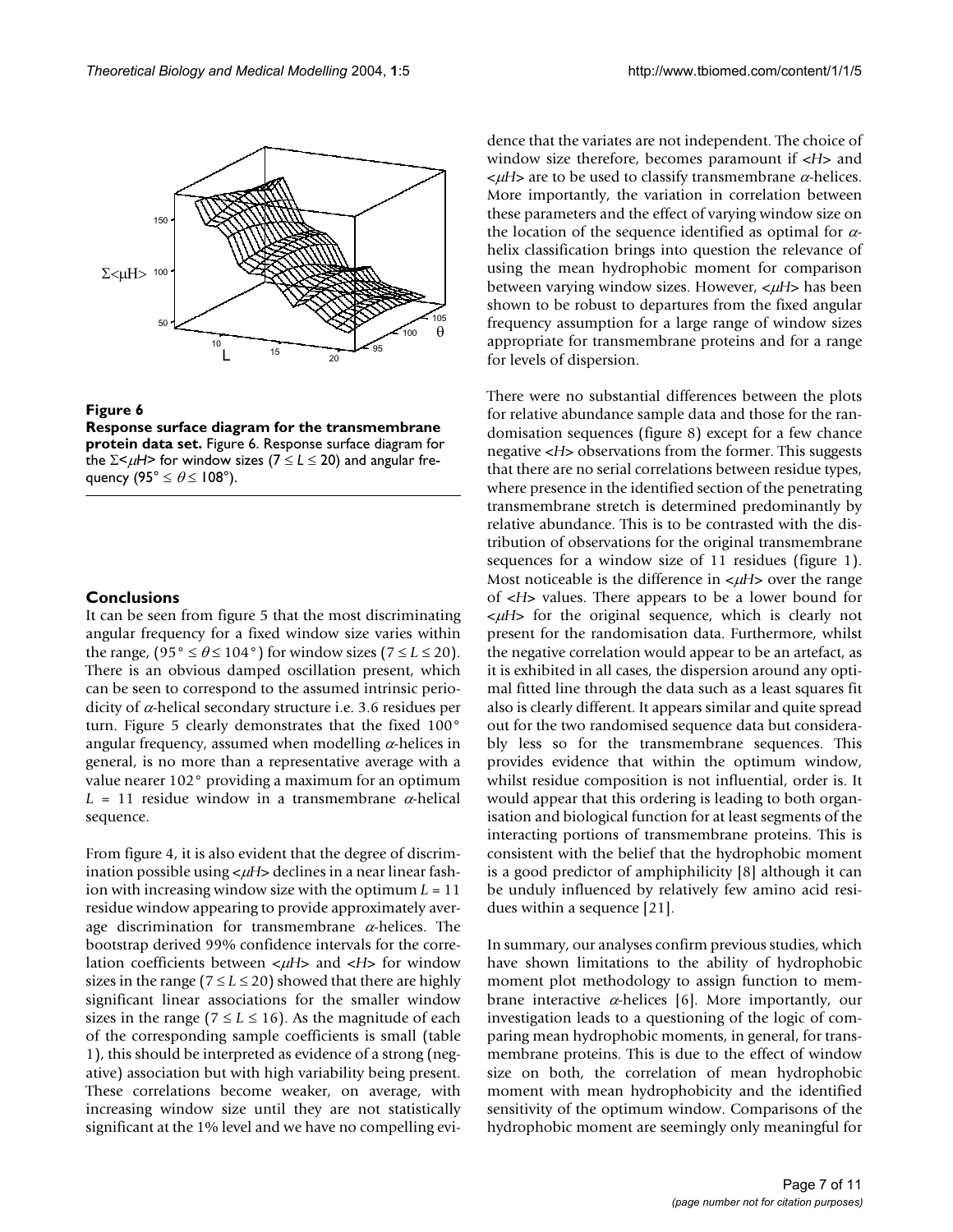**Figure 6**
**Response surface diagram for the transmembrane protein data set.** Figure 6. Response surface diagram for the $\Sigma<\mu H>$ for window sizes ($7 \leq L \leq 20$) and angular frequency ($95° \leq \theta \leq 108°$).

## Conclusions

It can be seen from figure 5 that the most discriminating angular frequency for a fixed window size varies within the range, ($95° \leq \theta \leq 104°$) for window sizes ($7 \leq L \leq 20$). There is an obvious damped oscillation present, which can be seen to correspond to the assumed intrinsic periodicity of $\alpha$-helical secondary structure i.e. 3.6 residues per turn. Figure 5 clearly demonstrates that the fixed 100° angular frequency, assumed when modelling $\alpha$-helices in general, is no more than a representative average with a value nearer 102° providing a maximum for an optimum $L = 11$ residue window in a transmembrane $\alpha$-helical sequence.

From figure 4, it is also evident that the degree of discrimination possible using $<\mu H>$ declines in a near linear fashion with increasing window size with the optimum $L = 11$ residue window appearing to provide approximately average discrimination for transmembrane $\alpha$-helices. The bootstrap derived 99% confidence intervals for the correlation coefficients between $<\mu H>$ and $<H>$ for window sizes in the range ($7 \leq L \leq 20$) showed that there are highly significant linear associations for the smaller window sizes in the range ($7 \leq L \leq 16$). As the magnitude of each of the corresponding sample coefficients is small (table 1), this should be interpreted as evidence of a strong (negative) association but with high variability being present. These correlations become weaker, on average, with increasing window size until they are not statistically significant at the 1% level and we have no compelling evidence that the variates are not independent. The choice of window size therefore, becomes paramount if $<H>$ and $<\mu H>$ are to be used to classify transmembrane $\alpha$-helices. More importantly, the variation in correlation between these parameters and the effect of varying window size on the location of the sequence identified as optimal for $\alpha$-helix classification brings into question the relevance of using the mean hydrophobic moment for comparison between varying window sizes. However, $<\mu H>$ has been shown to be robust to departures from the fixed angular frequency assumption for a large range of window sizes appropriate for transmembrane proteins and for a range for levels of dispersion.

There were no substantial differences between the plots for relative abundance sample data and those for the randomisation sequences (figure 8) except for a few chance negative $<H>$ observations from the former. This suggests that there are no serial correlations between residue types, where presence in the identified section of the penetrating transmembrane stretch is determined predominantly by relative abundance. This is to be contrasted with the distribution of observations for the original transmembrane sequences for a window size of 11 residues (figure 1). Most noticeable is the difference in $<\mu H>$ over the range of $<H>$ values. There appears to be a lower bound for $<\mu H>$ for the original sequence, which is clearly not present for the randomisation data. Furthermore, whilst the negative correlation would appear to be an artefact, as it is exhibited in all cases, the dispersion around any optimal fitted line through the data such as a least squares fit also is clearly different. It appears similar and quite spread out for the two randomised sequence data but considerably less so for the transmembrane sequences. This provides evidence that within the optimum window, whilst residue composition is not influential, order is. It would appear that this ordering is leading to both organisation and biological function for at least segments of the interacting portions of transmembrane proteins. This is consistent with the belief that the hydrophobic moment is a good predictor of amphiphilicity [8] although it can be unduly influenced by relatively few amino acid residues within a sequence [21].

In summary, our analyses confirm previous studies, which have shown limitations to the ability of hydrophobic moment plot methodology to assign function to membrane interactive $\alpha$-helices [6]. More importantly, our investigation leads to a questioning of the logic of comparing mean hydrophobic moments, in general, for transmembrane proteins. This is due to the effect of window size on both, the correlation of mean hydrophobic moment with mean hydrophobicity and the identified sensitivity of the optimum window. Comparisons of the hydrophobic moment are seemingly only meaningful for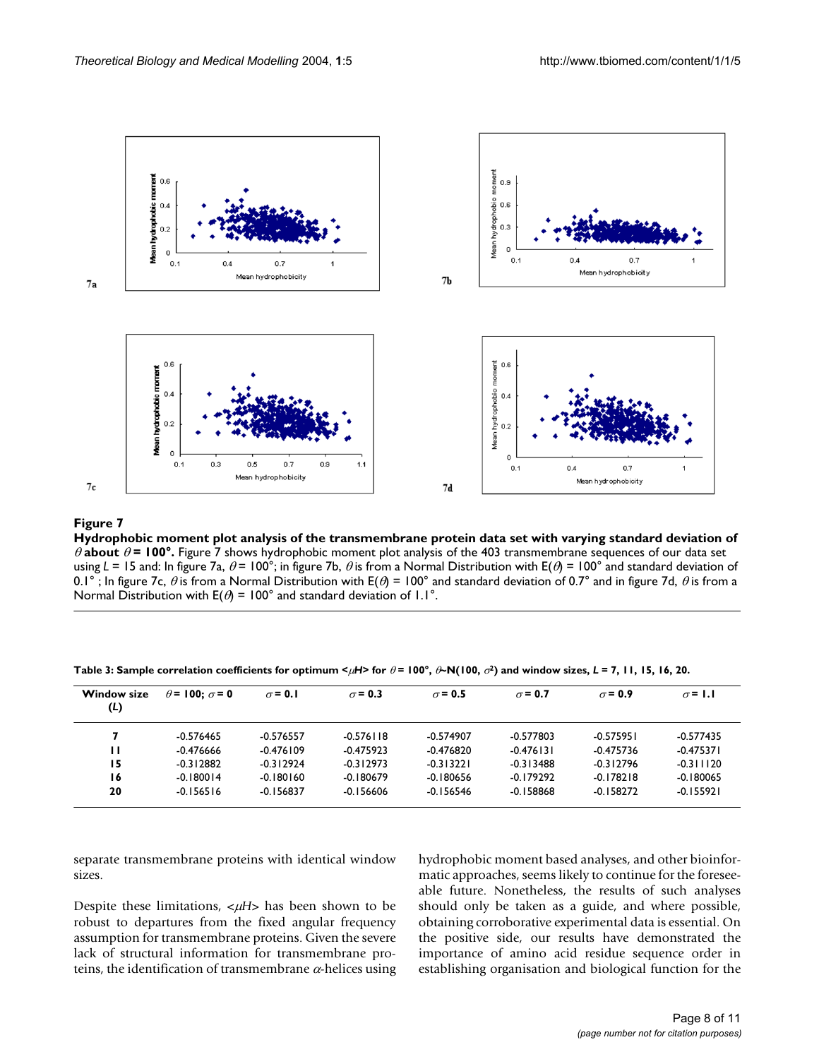**Figure 7**

**Hydrophobic moment plot analysis of the transmembrane protein data set with varying standard deviation of $\theta$ about $\theta = 100°$.** Figure 7 shows hydrophobic moment plot analysis of the 403 transmembrane sequences of our data set using $L = 15$ and: In figure 7a, $\theta = 100°$; in figure 7b, $\theta$ is from a Normal Distribution with $E(\theta) = 100°$ and standard deviation of 0.1° ; In figure 7c, $\theta$ is from a Normal Distribution with $E(\theta) = 100°$ and standard deviation of 0.7° and in figure 7d, $\theta$ is from a Normal Distribution with $E(\theta) = 100°$ and standard deviation of 1.1°.

**Table 3: Sample correlation coefficients for optimum $<\mu H>$ for $\theta = 100°$, $\theta \sim N(100, \sigma^2)$ and window sizes, $L$ = 7, 11, 15, 16, 20.**

| Window size ($L$) | $\theta = 100$; $\sigma = 0$ | $\sigma = 0.1$ | $\sigma = 0.3$ | $\sigma = 0.5$ | $\sigma = 0.7$ | $\sigma = 0.9$ | $\sigma = 1.1$ |
|---|---|---|---|---|---|---|---|
| 7 | -0.576465 | -0.576557 | -0.576118 | -0.574907 | -0.577803 | -0.575951 | -0.577435 |
| 11 | -0.476666 | -0.476109 | -0.475923 | -0.476820 | -0.476131 | -0.475736 | -0.475371 |
| 15 | -0.312882 | -0.312924 | -0.312973 | -0.313221 | -0.313488 | -0.312796 | -0.311120 |
| 16 | -0.180014 | -0.180160 | -0.180679 | -0.180656 | -0.179292 | -0.178218 | -0.180065 |
| 20 | -0.156516 | -0.156837 | -0.156606 | -0.156546 | -0.158868 | -0.158272 | -0.155921 |

separate transmembrane proteins with identical window sizes.

Despite these limitations, $<\mu H>$ has been shown to be robust to departures from the fixed angular frequency assumption for transmembrane proteins. Given the severe lack of structural information for transmembrane proteins, the identification of transmembrane $\alpha$-helices using hydrophobic moment based analyses, and other bioinformatic approaches, seems likely to continue for the foreseeable future. Nonetheless, the results of such analyses should only be taken as a guide, and where possible, obtaining corroborative experimental data is essential. On the positive side, our results have demonstrated the importance of amino acid residue sequence order in establishing organisation and biological function for the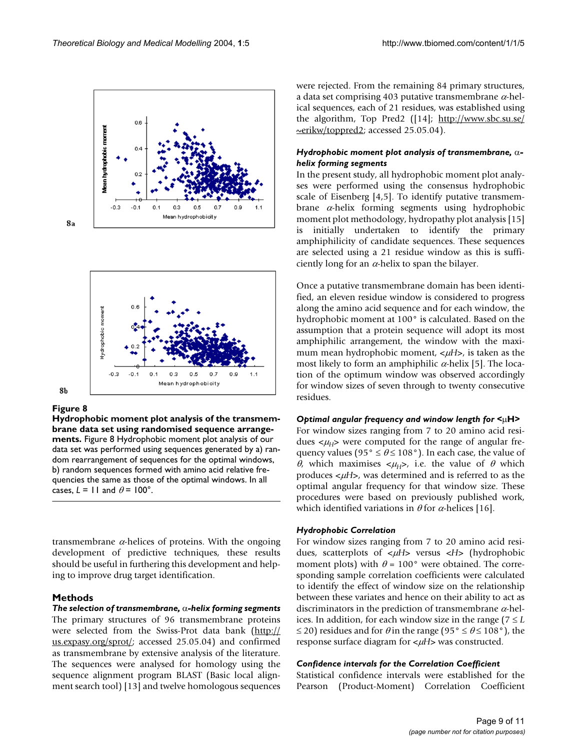**Figure 8**

**Hydrophobic moment plot analysis of the transmembrane data set using randomised sequence arrangements.** Figure 8 Hydrophobic moment plot analysis of our data set was performed using sequences generated by a) random rearrangement of sequences for the optimal windows, b) random sequences formed with amino acid relative frequencies the same as those of the optimal windows. In all cases, $L = 11$ and $\theta = 100°$.

transmembrane $\alpha$-helices of proteins. With the ongoing development of predictive techniques, these results should be useful in furthering this development and helping to improve drug target identification.

## Methods

### *The selection of transmembrane, $\alpha$-helix forming segments*

The primary structures of 96 transmembrane proteins were selected from the Swiss-Prot data bank (http://us.expasy.org/sprot/; accessed 25.05.04) and confirmed as transmembrane by extensive analysis of the literature. The sequences were analysed for homology using the sequence alignment program BLAST (Basic local alignment search tool) [13] and twelve homologous sequences were rejected. From the remaining 84 primary structures, a data set comprising 403 putative transmembrane $\alpha$-helical sequences, each of 21 residues, was established using the algorithm, Top Pred2 ([14]; http://www.sbc.su.se/~erikw/toppred2; accessed 25.05.04).

### *Hydrophobic moment plot analysis of transmembrane, $\alpha$-helix forming segments*

In the present study, all hydrophobic moment plot analyses were performed using the consensus hydrophobic scale of Eisenberg [4,5]. To identify putative transmembrane $\alpha$-helix forming segments using hydrophobic moment plot methodology, hydropathy plot analysis [15] is initially undertaken to identify the primary amphiphilicity of candidate sequences. These sequences are selected using a 21 residue window as this is sufficiently long for an $\alpha$-helix to span the bilayer.

Once a putative transmembrane domain has been identified, an eleven residue window is considered to progress along the amino acid sequence and for each window, the hydrophobic moment at 100° is calculated. Based on the assumption that a protein sequence will adopt its most amphiphilic arrangement, the window with the maximum mean hydrophobic moment, $<\mu H>$, is taken as the most likely to form an amphiphilic $\alpha$-helix [5]. The location of the optimum window was observed accordingly for window sizes of seven through to twenty consecutive residues.

### *Optimal angular frequency and window length for* $<\mu H>$

For window sizes ranging from 7 to 20 amino acid residues $<\mu_H>$ were computed for the range of angular frequency values ($95° \leq \theta \leq 108°$). In each case, the value of $\theta$, which maximises $<\mu_H>$, i.e. the value of $\theta$ which produces $<\mu H>$, was determined and is referred to as the optimal angular frequency for that window size. These procedures were based on previously published work, which identified variations in $\theta$ for $\alpha$-helices [16].

### *Hydrophobic Correlation*

For window sizes ranging from 7 to 20 amino acid residues, scatterplots of $<\mu H>$ versus $<H>$ (hydrophobic moment plots) with $\theta = 100°$ were obtained. The corresponding sample correlation coefficients were calculated to identify the effect of window size on the relationship between these variates and hence on their ability to act as discriminators in the prediction of transmembrane $\alpha$-helices. In addition, for each window size in the range ($7 \leq L \leq 20$) residues and for $\theta$ in the range ($95° \leq \theta \leq 108°$), the response surface diagram for $<\mu H>$ was constructed.

### *Confidence intervals for the Correlation Coefficient*

Statistical confidence intervals were established for the Pearson (Product-Moment) Correlation Coefficient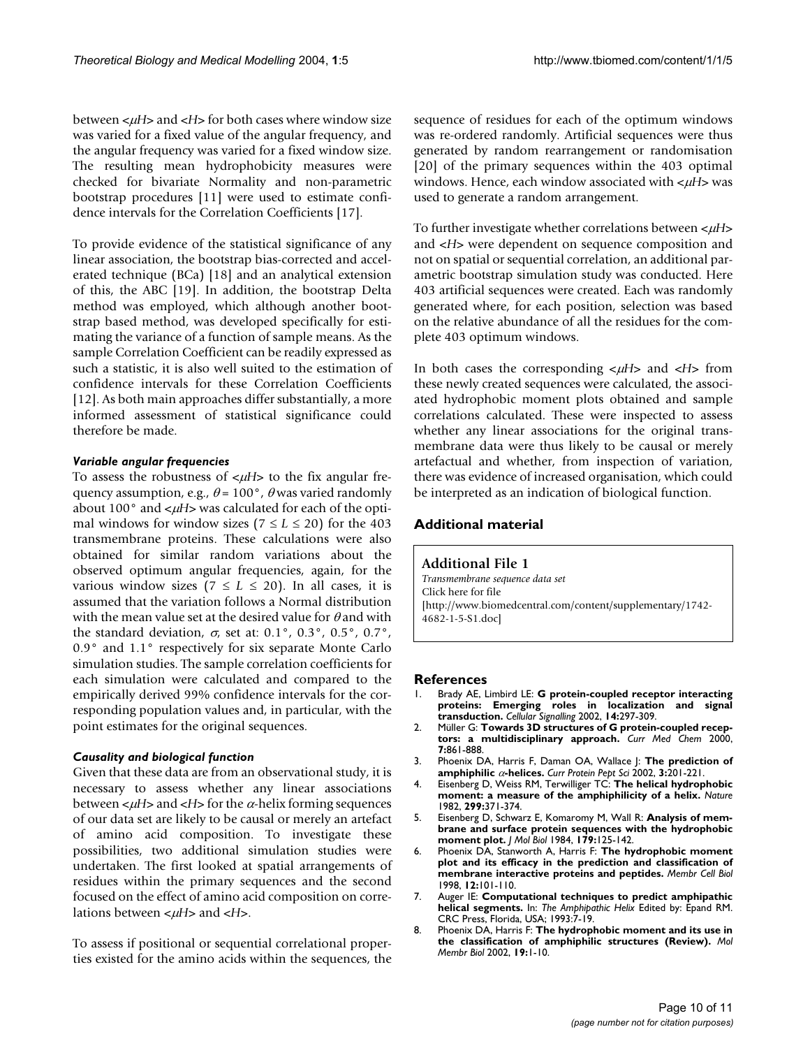between $<\mu H>$ and $<H>$ for both cases where window size was varied for a fixed value of the angular frequency, and the angular frequency was varied for a fixed window size. The resulting mean hydrophobicity measures were checked for bivariate Normality and non-parametric bootstrap procedures [11] were used to estimate confidence intervals for the Correlation Coefficients [17].

To provide evidence of the statistical significance of any linear association, the bootstrap bias-corrected and accelerated technique (BCa) [18] and an analytical extension of this, the ABC [19]. In addition, the bootstrap Delta method was employed, which although another bootstrap based method, was developed specifically for estimating the variance of a function of sample means. As the sample Correlation Coefficient can be readily expressed as such a statistic, it is also well suited to the estimation of confidence intervals for these Correlation Coefficients [12]. As both main approaches differ substantially, a more informed assessment of statistical significance could therefore be made.

#### *Variable angular frequencies*

To assess the robustness of $<\mu H>$ to the fix angular frequency assumption, e.g., $\theta = 100°$, $\theta$ was varied randomly about 100° and $<\mu H>$ was calculated for each of the optimal windows for window sizes ($7 \le L \le 20$) for the 403 transmembrane proteins. These calculations were also obtained for similar random variations about the observed optimum angular frequencies, again, for the various window sizes ($7 \le L \le 20$). In all cases, it is assumed that the variation follows a Normal distribution with the mean value set at the desired value for $\theta$ and with the standard deviation, $\sigma$, set at: 0.1°, 0.3°, 0.5°, 0.7°, 0.9° and 1.1° respectively for six separate Monte Carlo simulation studies. The sample correlation coefficients for each simulation were calculated and compared to the empirically derived 99% confidence intervals for the corresponding population values and, in particular, with the point estimates for the original sequences.

#### *Causality and biological function*

Given that these data are from an observational study, it is necessary to assess whether any linear associations between $<\mu H>$ and $<H>$ for the $\alpha$-helix forming sequences of our data set are likely to be causal or merely an artefact of amino acid composition. To investigate these possibilities, two additional simulation studies were undertaken. The first looked at spatial arrangements of residues within the primary sequences and the second focused on the effect of amino acid composition on correlations between $<\mu H>$ and $<H>$.

To assess if positional or sequential correlational properties existed for the amino acids within the sequences, the sequence of residues for each of the optimum windows was re-ordered randomly. Artificial sequences were thus generated by random rearrangement or randomisation [20] of the primary sequences within the 403 optimal windows. Hence, each window associated with $<\mu H>$ was used to generate a random arrangement.

To further investigate whether correlations between $<\mu H>$ and $<H>$ were dependent on sequence composition and not on spatial or sequential correlation, an additional parametric bootstrap simulation study was conducted. Here 403 artificial sequences were created. Each was randomly generated where, for each position, selection was based on the relative abundance of all the residues for the complete 403 optimum windows.

In both cases the corresponding $<\mu H>$ and $<H>$ from these newly created sequences were calculated, the associated hydrophobic moment plots obtained and sample correlations calculated. These were inspected to assess whether any linear associations for the original transmembrane data were thus likely to be causal or merely artefactual and whether, from inspection of variation, there was evidence of increased organisation, which could be interpreted as an indication of biological function.

## Additional material

**Additional File 1**
*Transmembrane sequence data set*
Click here for file
[http://www.biomedcentral.com/content/supplementary/1742-4682-1-5-S1.doc]

## References

1. Brady AE, Limbird LE: **G protein-coupled receptor interacting proteins: Emerging roles in localization and signal transduction.** *Cellular Signalling* 2002, **14:**297-309.
2. Müller G: **Towards 3D structures of G protein-coupled receptors: a multidisciplinary approach.** *Curr Med Chem* 2000, **7:**861-888.
3. Phoenix DA, Harris F, Daman OA, Wallace J: **The prediction of amphiphilic $\alpha$-helices.** *Curr Protein Pept Sci* 2002, **3:**201-221.
4. Eisenberg D, Weiss RM, Terwilliger TC: **The helical hydrophobic moment: a measure of the amphiphilicity of a helix.** *Nature* 1982, **299:**371-374.
5. Eisenberg D, Schwarz E, Komaromy M, Wall R: **Analysis of membrane and surface protein sequences with the hydrophobic moment plot.** *J Mol Biol* 1984, **179:**125-142.
6. Phoenix DA, Stanworth A, Harris F: **The hydrophobic moment plot and its efficacy in the prediction and classification of membrane interactive proteins and peptides.** *Membr Cell Biol* 1998, **12:**101-110.
7. Auger IE: **Computational techniques to predict amphipathic helical segments.** In: *The Amphipathic Helix* Edited by: Epand RM. CRC Press, Florida, USA; 1993:7-19.
8. Phoenix DA, Harris F: **The hydrophobic moment and its use in the classification of amphiphilic structures (Review).** *Mol Membr Biol* 2002, **19:**1-10.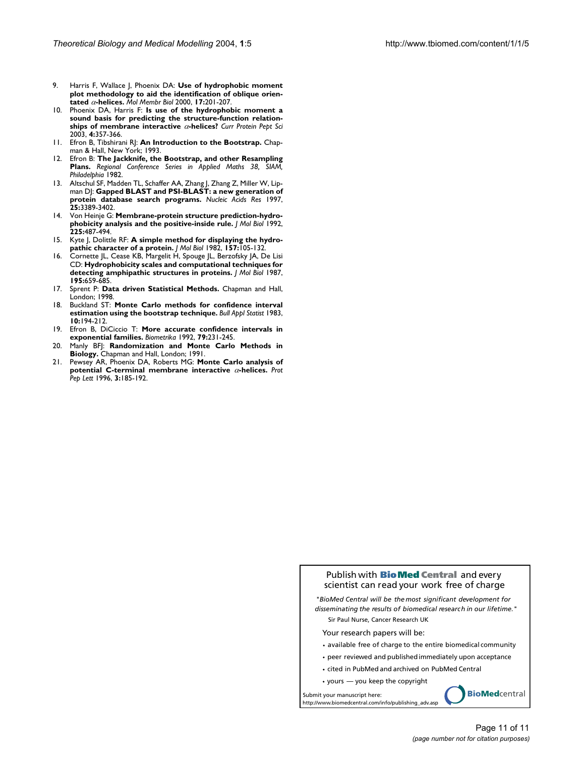9. Harris F, Wallace J, Phoenix DA: **Use of hydrophobic moment plot methodology to aid the identification of oblique orientated α-helices.** *Mol Membr Biol* 2000, **17:**201-207.
10. Phoenix DA, Harris F: **Is use of the hydrophobic moment a sound basis for predicting the structure-function relationships of membrane interactive α-helices?** *Curr Protein Pept Sci* 2003, **4:**357-366.
11. Efron B, Tibshirani RJ: **An Introduction to the Bootstrap.** Chapman & Hall, New York; 1993.
12. Efron B: **The Jackknife, the Bootstrap, and other Resampling Plans.** *Regional Conference Series in Applied Maths 38, SIAM, Philadelphia* 1982.
13. Altschul SF, Madden TL, Schaffer AA, Zhang J, Zhang Z, Miller W, Lipman DJ: **Gapped BLAST and PSI-BLAST: a new generation of protein database search programs.** *Nucleic Acids Res* 1997, **25:**3389-3402.
14. Von Heinje G: **Membrane-protein structure prediction-hydrophobicity analysis and the positive-inside rule.** *J Mol Biol* 1992, **225:**487-494.
15. Kyte J, Dolittle RF: **A simple method for displaying the hydropathic character of a protein.** *J Mol Biol* 1982, **157:**105-132.
16. Cornette JL, Cease KB, Margelit H, Spouge JL, Berzofsky JA, De Lisi CD: **Hydrophobicity scales and computational techniques for detecting amphipathic structures in proteins.** *J Mol Biol* 1987, **195:**659-685.
17. Sprent P: **Data driven Statistical Methods.** Chapman and Hall, London; 1998.
18. Buckland ST: **Monte Carlo methods for confidence interval estimation using the bootstrap technique.** *Bull Appl Statist* 1983, **10:**194-212.
19. Efron B, DiCiccio T: **More accurate confidence intervals in exponential families.** *Biometrika* 1992, **79:**231-245.
20. Manly BFJ: **Randomization and Monte Carlo Methods in Biology.** Chapman and Hall, London; 1991.
21. Pewsey AR, Phoenix DA, Roberts MG: **Monte Carlo analysis of potential C-terminal membrane interactive α-helices.** *Prot Pep Lett* 1996, **3:**185-192.

Publish with **BioMed Central** and every scientist can read your work free of charge

*"BioMed Central will be the most significant development for disseminating the results of biomedical research in our lifetime."*

Sir Paul Nurse, Cancer Research UK

Your research papers will be:

- available free of charge to the entire biomedical community
- peer reviewed and published immediately upon acceptance
- cited in PubMed and archived on PubMed Central
- yours — you keep the copyright

Submit your manuscript here:
http://www.biomedcentral.com/info/publishing_adv.asp

BioMedcentral